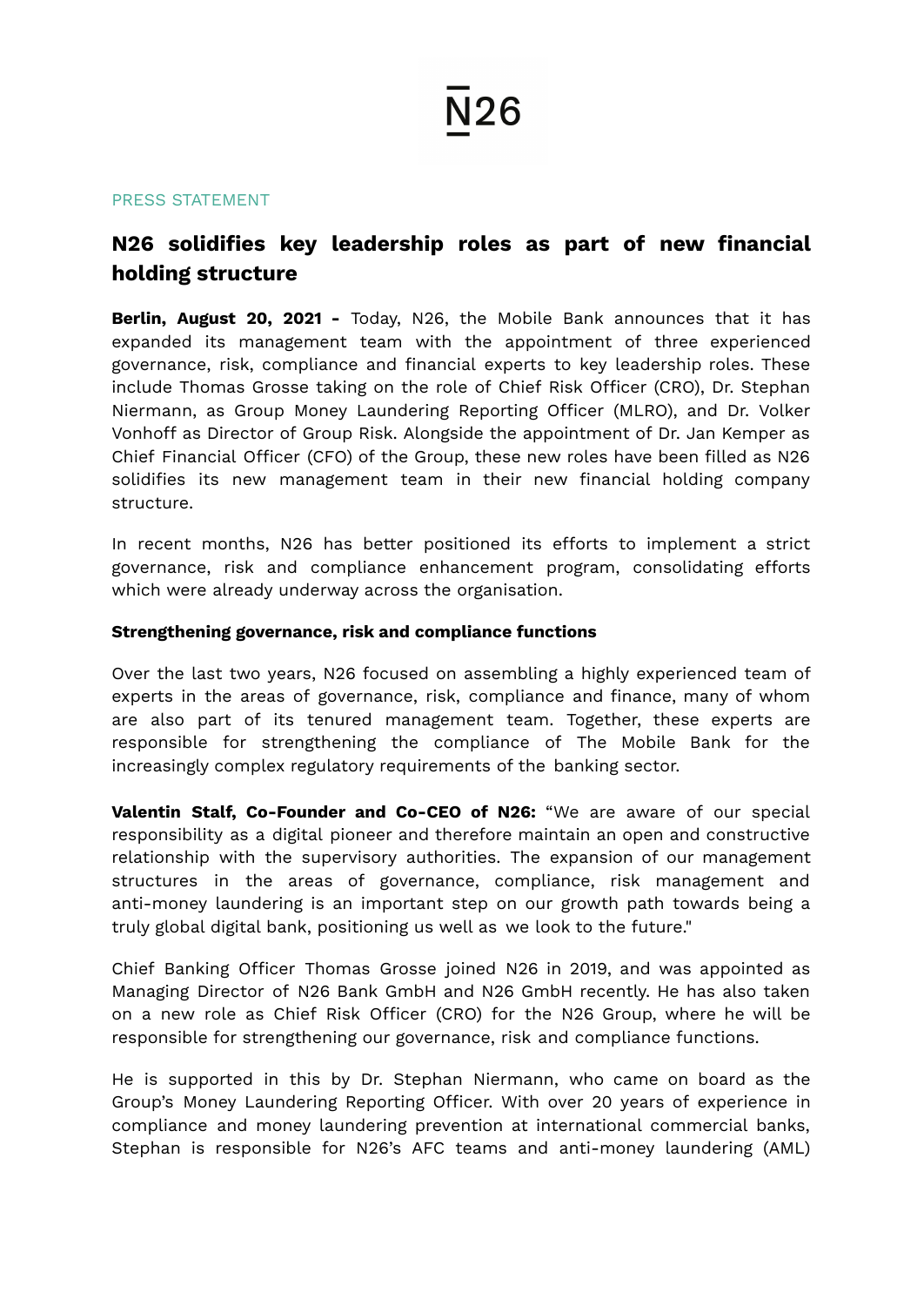N26

PRESS STATEMENT

# N26 solidifies key leadership roles as part of new financial holding structure

**Berlin, August 20, 2021 -** Today, N26, the Mobile Bank announces that it has expanded its management team with the appointment of three experienced governance, risk, compliance and financial experts to key leadership roles. These include Thomas Grosse taking on the role of Chief Risk Officer (CRO), Dr. Stephan Niermann, as Group Money Laundering Reporting Officer (MLRO), and Dr. Volker Vonhoff as Director of Group Risk. Alongside the appointment of Dr. Jan Kemper as Chief Financial Officer (CFO) of the Group, these new roles have been filled as N26 solidifies its new management team in their new financial holding company structure.

In recent months, N26 has better positioned its efforts to implement a strict governance, risk and compliance enhancement program, consolidating efforts which were already underway across the organisation.

**Strengthening governance, risk and compliance functions**

Over the last two years, N26 focused on assembling a highly experienced team of experts in the areas of governance, risk, compliance and finance, many of whom are also part of its tenured management team. Together, these experts are responsible for strengthening the compliance of The Mobile Bank for the increasingly complex regulatory requirements of the banking sector.

**Valentin Stalf, Co-Founder and Co-CEO of N26:** “We are aware of our special responsibility as a digital pioneer and therefore maintain an open and constructive relationship with the supervisory authorities. The expansion of our management structures in the areas of governance, compliance, risk management and anti-money laundering is an important step on our growth path towards being a truly global digital bank, positioning us well as we look to the future."

Chief Banking Officer Thomas Grosse joined N26 in 2019, and was appointed as Managing Director of N26 Bank GmbH and N26 GmbH recently. He has also taken on a new role as Chief Risk Officer (CRO) for the N26 Group, where he will be responsible for strengthening our governance, risk and compliance functions.

He is supported in this by Dr. Stephan Niermann, who came on board as the Group’s Money Laundering Reporting Officer. With over 20 years of experience in compliance and money laundering prevention at international commercial banks, Stephan is responsible for N26’s AFC teams and anti-money laundering (AML)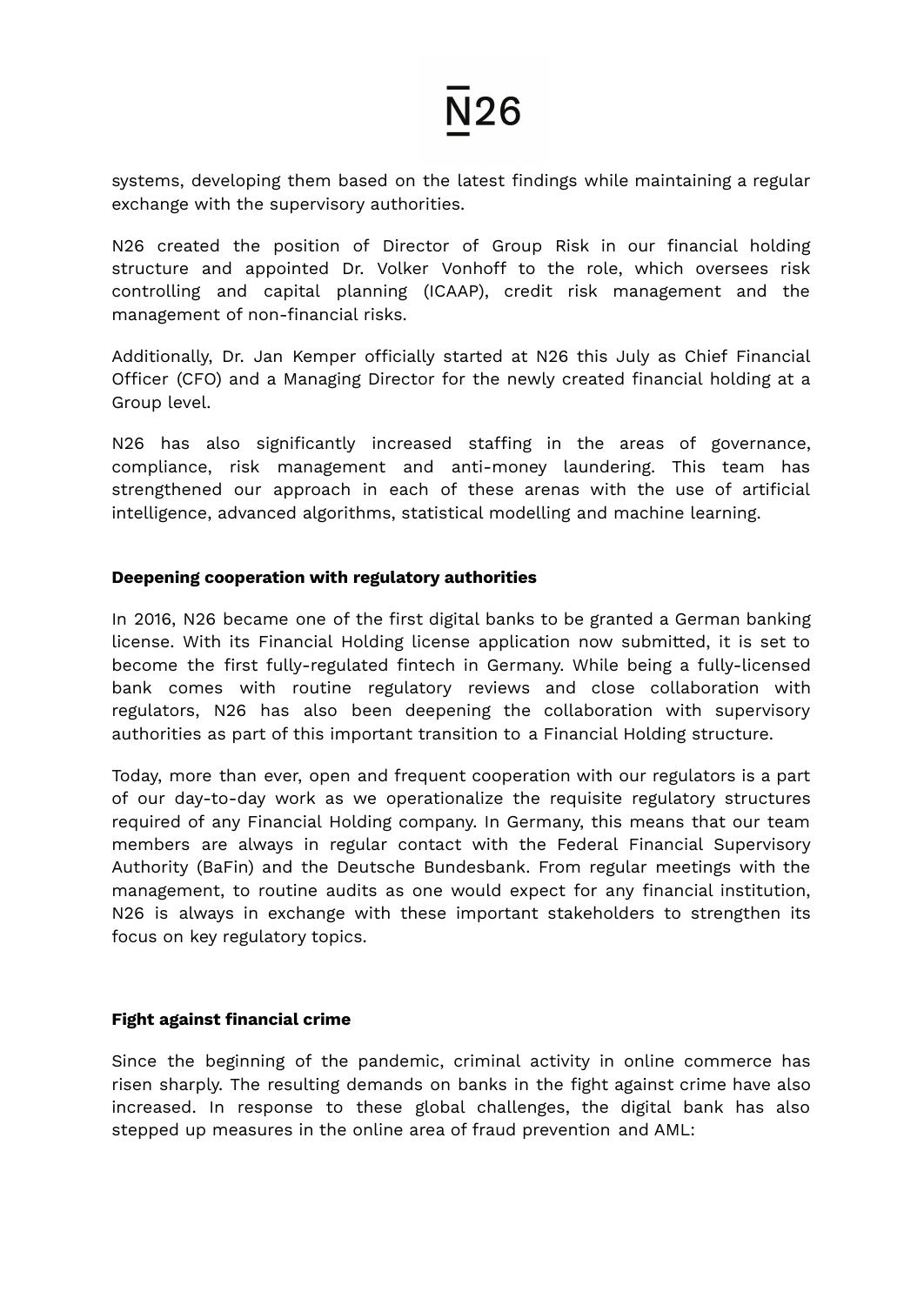systems, developing them based on the latest findings while maintaining a regular exchange with the supervisory authorities.

N26 created the position of Director of Group Risk in our financial holding structure and appointed Dr. Volker Vonhoff to the role, which oversees risk controlling and capital planning (ICAAP), credit risk management and the management of non-financial risks.

Additionally, Dr. Jan Kemper officially started at N26 this July as Chief Financial Officer (CFO) and a Managing Director for the newly created financial holding at a Group level.

N26 has also significantly increased staffing in the areas of governance, compliance, risk management and anti-money laundering. This team has strengthened our approach in each of these arenas with the use of artificial intelligence, advanced algorithms, statistical modelling and machine learning.

**Deepening cooperation with regulatory authorities**

In 2016, N26 became one of the first digital banks to be granted a German banking license. With its Financial Holding license application now submitted, it is set to become the first fully-regulated fintech in Germany. While being a fully-licensed bank comes with routine regulatory reviews and close collaboration with regulators, N26 has also been deepening the collaboration with supervisory authorities as part of this important transition to a Financial Holding structure.

Today, more than ever, open and frequent cooperation with our regulators is a part of our day-to-day work as we operationalize the requisite regulatory structures required of any Financial Holding company. In Germany, this means that our team members are always in regular contact with the Federal Financial Supervisory Authority (BaFin) and the Deutsche Bundesbank. From regular meetings with the management, to routine audits as one would expect for any financial institution, N26 is always in exchange with these important stakeholders to strengthen its focus on key regulatory topics.

**Fight against financial crime**

Since the beginning of the pandemic, criminal activity in online commerce has risen sharply. The resulting demands on banks in the fight against crime have also increased. In response to these global challenges, the digital bank has also stepped up measures in the online area of fraud prevention and AML: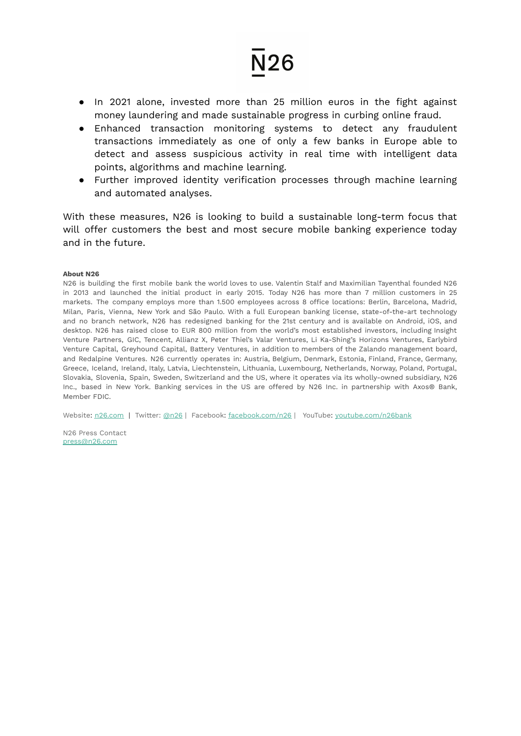- In 2021 alone, invested more than 25 million euros in the fight against money laundering and made sustainable progress in curbing online fraud.
- Enhanced transaction monitoring systems to detect any fraudulent transactions immediately as one of only a few banks in Europe able to detect and assess suspicious activity in real time with intelligent data points, algorithms and machine learning.
- Further improved identity verification processes through machine learning and automated analyses.

With these measures, N26 is looking to build a sustainable long-term focus that will offer customers the best and most secure mobile banking experience today and in the future.

**About N26**

N26 is building the first mobile bank the world loves to use. Valentin Stalf and Maximilian Tayenthal founded N26 in 2013 and launched the initial product in early 2015. Today N26 has more than 7 million customers in 25 markets. The company employs more than 1.500 employees across 8 office locations: Berlin, Barcelona, Madrid, Milan, Paris, Vienna, New York and São Paulo. With a full European banking license, state-of-the-art technology and no branch network, N26 has redesigned banking for the 21st century and is available on Android, iOS, and desktop. N26 has raised close to EUR 800 million from the world's most established investors, including Insight Venture Partners, GIC, Tencent, Allianz X, Peter Thiel's Valar Ventures, Li Ka-Shing's Horizons Ventures, Earlybird Venture Capital, Greyhound Capital, Battery Ventures, in addition to members of the Zalando management board, and Redalpine Ventures. N26 currently operates in: Austria, Belgium, Denmark, Estonia, Finland, France, Germany, Greece, Iceland, Ireland, Italy, Latvia, Liechtenstein, Lithuania, Luxembourg, Netherlands, Norway, Poland, Portugal, Slovakia, Slovenia, Spain, Sweden, Switzerland and the US, where it operates via its wholly-owned subsidiary, N26 Inc., based in New York. Banking services in the US are offered by N26 Inc. in partnership with Axos® Bank, Member FDIC.

Website: [n26.com](https://n26.com) | Twitter: [@n26](https://twitter.com/n26) | Facebook: [facebook.com/n26](https://facebook.com/n26) | YouTube: [youtube.com/n26bank](https://youtube.com/n26bank)

N26 Press Contact
[press@n26.com](mailto:press@n26.com)